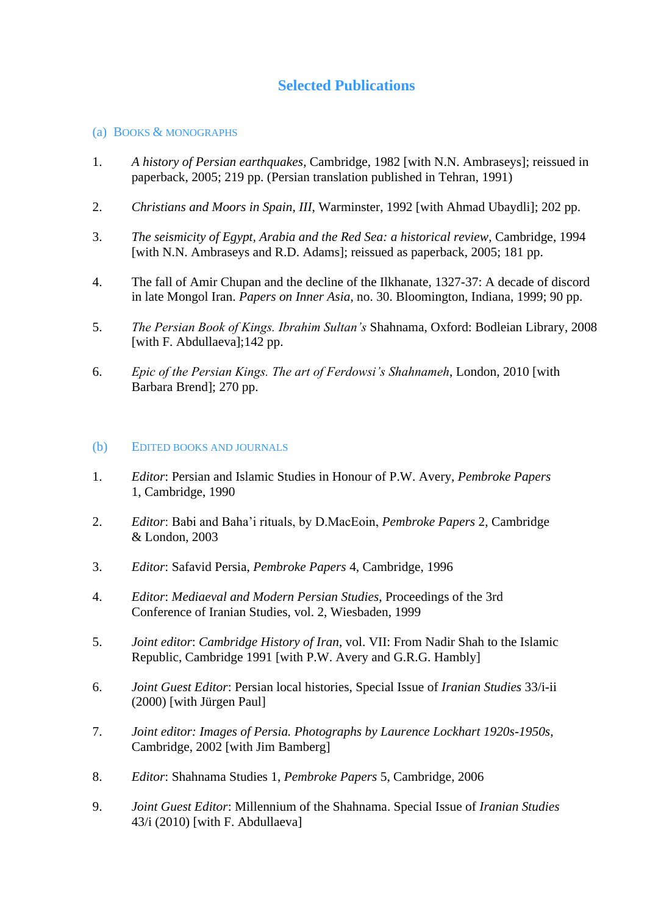# Selected Publications

## (a) Books & monographs

1. *A history of Persian earthquakes*, Cambridge, 1982 [with N.N. Ambraseys]; reissued in paperback, 2005; 219 pp. (Persian translation published in Tehran, 1991)

2. *Christians and Moors in Spain, III*, Warminster, 1992 [with Ahmad Ubaydli]; 202 pp.

3. *The seismicity of Egypt, Arabia and the Red Sea: a historical review*, Cambridge, 1994 [with N.N. Ambraseys and R.D. Adams]; reissued as paperback, 2005; 181 pp.

4. The fall of Amir Chupan and the decline of the Ilkhanate, 1327-37: A decade of discord in late Mongol Iran. *Papers on Inner Asia*, no. 30. Bloomington, Indiana, 1999; 90 pp.

5. *The Persian Book of Kings. Ibrahim Sultan's* Shahnama, Oxford: Bodleian Library, 2008 [with F. Abdullaeva];142 pp.

6. *Epic of the Persian Kings. The art of Ferdowsi's Shahnameh*, London, 2010 [with Barbara Brend]; 270 pp.

## (b) Edited books and journals

1. *Editor*: Persian and Islamic Studies in Honour of P.W. Avery, *Pembroke Papers* 1, Cambridge, 1990

2. *Editor*: Babi and Baha'i rituals, by D.MacEoin, *Pembroke Papers* 2, Cambridge & London, 2003

3. *Editor*: Safavid Persia, *Pembroke Papers* 4, Cambridge, 1996

4. *Editor*: *Mediaeval and Modern Persian Studies*, Proceedings of the 3rd Conference of Iranian Studies, vol. 2, Wiesbaden, 1999

5. *Joint editor*: *Cambridge History of Iran*, vol. VII: From Nadir Shah to the Islamic Republic, Cambridge 1991 [with P.W. Avery and G.R.G. Hambly]

6. *Joint Guest Editor*: Persian local histories, Special Issue of *Iranian Studies* 33/i-ii (2000) [with Jürgen Paul]

7. *Joint editor: Images of Persia. Photographs by Laurence Lockhart 1920s-1950s*, Cambridge, 2002 [with Jim Bamberg]

8. *Editor*: Shahnama Studies 1, *Pembroke Papers* 5, Cambridge, 2006

9. *Joint Guest Editor*: Millennium of the Shahnama. Special Issue of *Iranian Studies* 43/i (2010) [with F. Abdullaeva]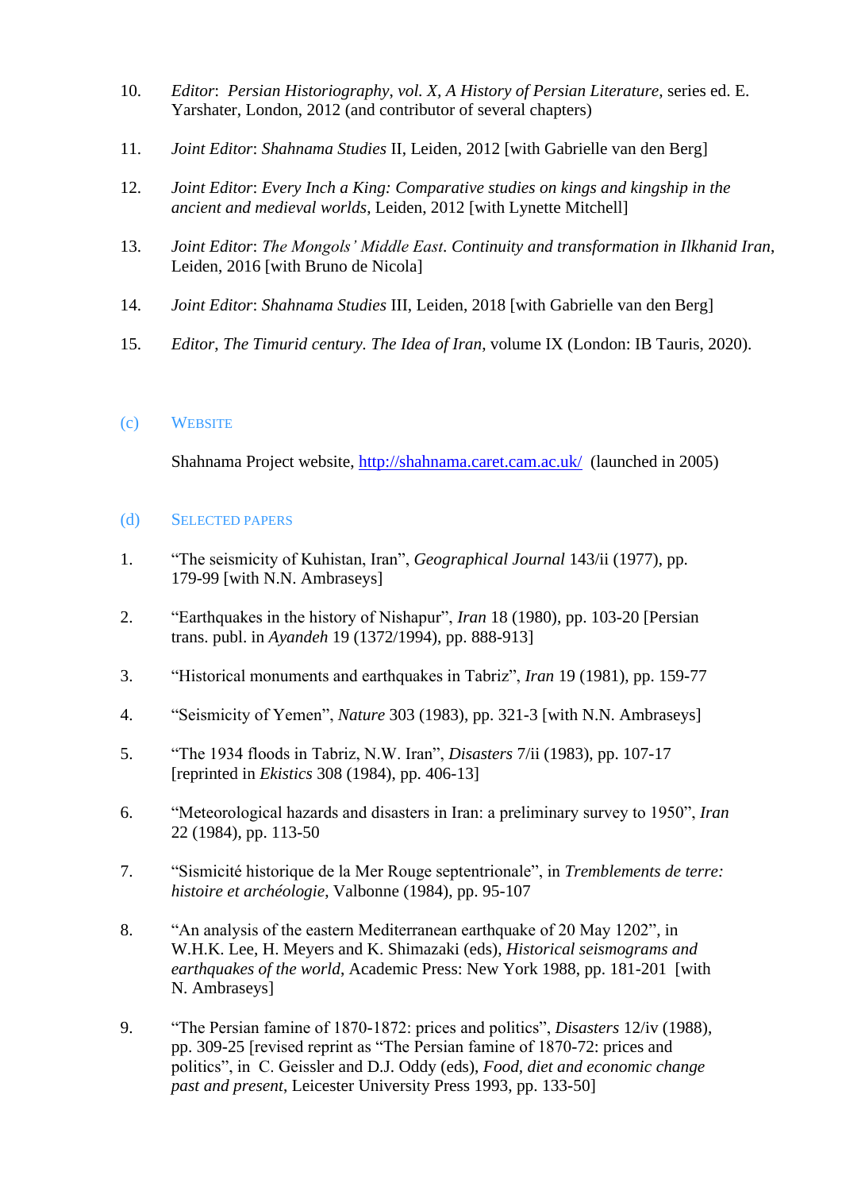10. *Editor*: *Persian Historiography, vol. X, A History of Persian Literature*, series ed. E. Yarshater, London, 2012 (and contributor of several chapters)

11. *Joint Editor*: *Shahnama Studies* II, Leiden, 2012 [with Gabrielle van den Berg]

12. *Joint Editor*: *Every Inch a King: Comparative studies on kings and kingship in the ancient and medieval worlds*, Leiden, 2012 [with Lynette Mitchell]

13. *Joint Editor*: *The Mongols' Middle East. Continuity and transformation in Ilkhanid Iran*, Leiden, 2016 [with Bruno de Nicola]

14. *Joint Editor*: *Shahnama Studies* III, Leiden, 2018 [with Gabrielle van den Berg]

15. *Editor, The Timurid century. The Idea of Iran,* volume IX (London: IB Tauris, 2020).

## (c) Website

Shahnama Project website, http://shahnama.caret.cam.ac.uk/ (launched in 2005)

## (d) Selected papers

1. "The seismicity of Kuhistan, Iran", *Geographical Journal* 143/ii (1977), pp. 179-99 [with N.N. Ambraseys]

2. "Earthquakes in the history of Nishapur", *Iran* 18 (1980), pp. 103-20 [Persian trans. publ. in *Ayandeh* 19 (1372/1994), pp. 888-913]

3. "Historical monuments and earthquakes in Tabriz", *Iran* 19 (1981), pp. 159-77

4. "Seismicity of Yemen", *Nature* 303 (1983), pp. 321-3 [with N.N. Ambraseys]

5. "The 1934 floods in Tabriz, N.W. Iran", *Disasters* 7/ii (1983), pp. 107-17 [reprinted in *Ekistics* 308 (1984), pp. 406-13]

6. "Meteorological hazards and disasters in Iran: a preliminary survey to 1950", *Iran* 22 (1984), pp. 113-50

7. "Sismicité historique de la Mer Rouge septentrionale", in *Tremblements de terre: histoire et archéologie*, Valbonne (1984), pp. 95-107

8. "An analysis of the eastern Mediterranean earthquake of 20 May 1202", in W.H.K. Lee, H. Meyers and K. Shimazaki (eds), *Historical seismograms and earthquakes of the world*, Academic Press: New York 1988, pp. 181-201 [with N. Ambraseys]

9. "The Persian famine of 1870-1872: prices and politics", *Disasters* 12/iv (1988), pp. 309-25 [revised reprint as "The Persian famine of 1870-72: prices and politics", in C. Geissler and D.J. Oddy (eds), *Food, diet and economic change past and present*, Leicester University Press 1993, pp. 133-50]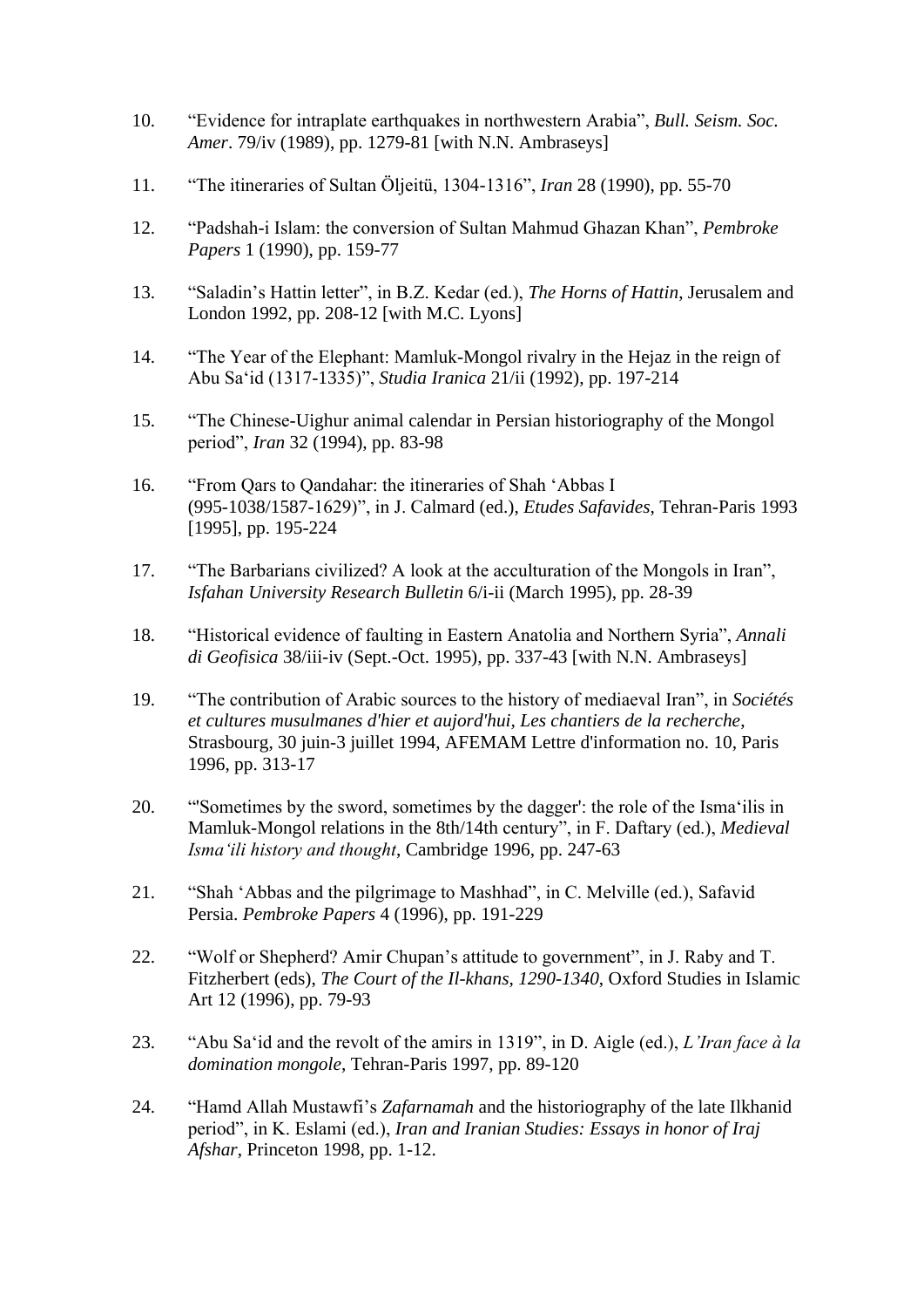10. “Evidence for intraplate earthquakes in northwestern Arabia”, *Bull. Seism. Soc. Amer*. 79/iv (1989), pp. 1279-81 [with N.N. Ambraseys]

11. “The itineraries of Sultan Öljeitü, 1304-1316”, *Iran* 28 (1990), pp. 55-70

12. “Padshah-i Islam: the conversion of Sultan Mahmud Ghazan Khan”, *Pembroke Papers* 1 (1990), pp. 159-77

13. “Saladin’s Hattin letter”, in B.Z. Kedar (ed.), *The Horns of Hattin*, Jerusalem and London 1992, pp. 208-12 [with M.C. Lyons]

14. “The Year of the Elephant: Mamluk-Mongol rivalry in the Hejaz in the reign of Abu Sa‘id (1317-1335)”, *Studia Iranica* 21/ii (1992), pp. 197-214

15. “The Chinese-Uighur animal calendar in Persian historiography of the Mongol period”, *Iran* 32 (1994), pp. 83-98

16. “From Qars to Qandahar: the itineraries of Shah ‘Abbas I (995-1038/1587-1629)”, in J. Calmard (ed.), *Etudes Safavides*, Tehran-Paris 1993 [1995], pp. 195-224

17. “The Barbarians civilized? A look at the acculturation of the Mongols in Iran”, *Isfahan University Research Bulletin* 6/i-ii (March 1995), pp. 28-39

18. “Historical evidence of faulting in Eastern Anatolia and Northern Syria”, *Annali di Geofisica* 38/iii-iv (Sept.-Oct. 1995), pp. 337-43 [with N.N. Ambraseys]

19. “The contribution of Arabic sources to the history of mediaeval Iran”, in *Sociétés et cultures musulmanes d'hier et aujord'hui, Les chantiers de la recherche*, Strasbourg, 30 juin-3 juillet 1994, AFEMAM Lettre d'information no. 10, Paris 1996, pp. 313-17

20. “'Sometimes by the sword, sometimes by the dagger': the role of the Isma‘ilis in Mamluk-Mongol relations in the 8th/14th century”, in F. Daftary (ed.), *Medieval Isma‘ili history and thought*, Cambridge 1996, pp. 247-63

21. “Shah ‘Abbas and the pilgrimage to Mashhad”, in C. Melville (ed.), Safavid Persia. *Pembroke Papers* 4 (1996), pp. 191-229

22. “Wolf or Shepherd? Amir Chupan’s attitude to government”, in J. Raby and T. Fitzherbert (eds), *The Court of the Il-khans, 1290-1340*, Oxford Studies in Islamic Art 12 (1996), pp. 79-93

23. “Abu Sa‘id and the revolt of the amirs in 1319”, in D. Aigle (ed.), *L’Iran face à la domination mongole*, Tehran-Paris 1997, pp. 89-120

24. “Hamd Allah Mustawfi’s *Zafarnamah* and the historiography of the late Ilkhanid period”, in K. Eslami (ed.), *Iran and Iranian Studies: Essays in honor of Iraj Afshar*, Princeton 1998, pp. 1-12.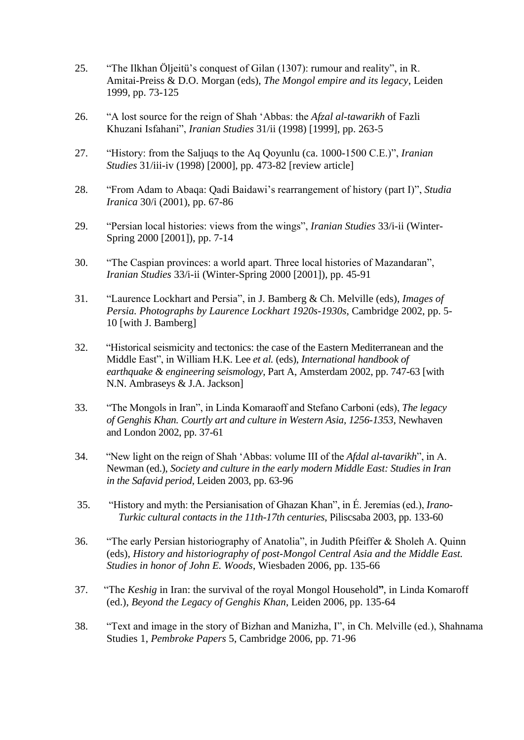25. "The Ilkhan Öljeitü's conquest of Gilan (1307): rumour and reality", in R. Amitai-Preiss & D.O. Morgan (eds), *The Mongol empire and its legacy*, Leiden 1999, pp. 73-125

26. "A lost source for the reign of Shah 'Abbas: the *Afzal al-tawarikh* of Fazli Khuzani Isfahani", *Iranian Studies* 31/ii (1998) [1999], pp. 263-5

27. "History: from the Saljuqs to the Aq Qoyunlu (ca. 1000-1500 C.E.)", *Iranian Studies* 31/iii-iv (1998) [2000], pp. 473-82 [review article]

28. "From Adam to Abaqa: Qadi Baidawi's rearrangement of history (part I)", *Studia Iranica* 30/i (2001), pp. 67-86

29. "Persian local histories: views from the wings", *Iranian Studies* 33/i-ii (Winter-Spring 2000 [2001]), pp. 7-14

30. "The Caspian provinces: a world apart. Three local histories of Mazandaran", *Iranian Studies* 33/i-ii (Winter-Spring 2000 [2001]), pp. 45-91

31. "Laurence Lockhart and Persia", in J. Bamberg & Ch. Melville (eds), *Images of Persia. Photographs by Laurence Lockhart 1920s-1930s*, Cambridge 2002, pp. 5-10 [with J. Bamberg]

32. "Historical seismicity and tectonics: the case of the Eastern Mediterranean and the Middle East", in William H.K. Lee *et al.* (eds), *International handbook of earthquake & engineering seismology*, Part A, Amsterdam 2002, pp. 747-63 [with N.N. Ambraseys & J.A. Jackson]

33. "The Mongols in Iran", in Linda Komaraoff and Stefano Carboni (eds), *The legacy of Genghis Khan. Courtly art and culture in Western Asia, 1256-1353*, Newhaven and London 2002, pp. 37-61

34. "New light on the reign of Shah 'Abbas: volume III of the *Afdal al-tavarikh*", in A. Newman (ed.), *Society and culture in the early modern Middle East: Studies in Iran in the Safavid period*, Leiden 2003, pp. 63-96

35. "History and myth: the Persianisation of Ghazan Khan", in É. Jeremías (ed.), *Irano-Turkic cultural contacts in the 11th-17th centuries*, Piliscsaba 2003, pp. 133-60

36. "The early Persian historiography of Anatolia", in Judith Pfeiffer & Sholeh A. Quinn (eds), *History and historiography of post-Mongol Central Asia and the Middle East. Studies in honor of John E. Woods*, Wiesbaden 2006, pp. 135-66

37. "The *Keshig* in Iran: the survival of the royal Mongol Household", in Linda Komaroff (ed.), *Beyond the Legacy of Genghis Khan*, Leiden 2006, pp. 135-64

38. "Text and image in the story of Bizhan and Manizha, I", in Ch. Melville (ed.), Shahnama Studies 1, *Pembroke Papers* 5, Cambridge 2006, pp. 71-96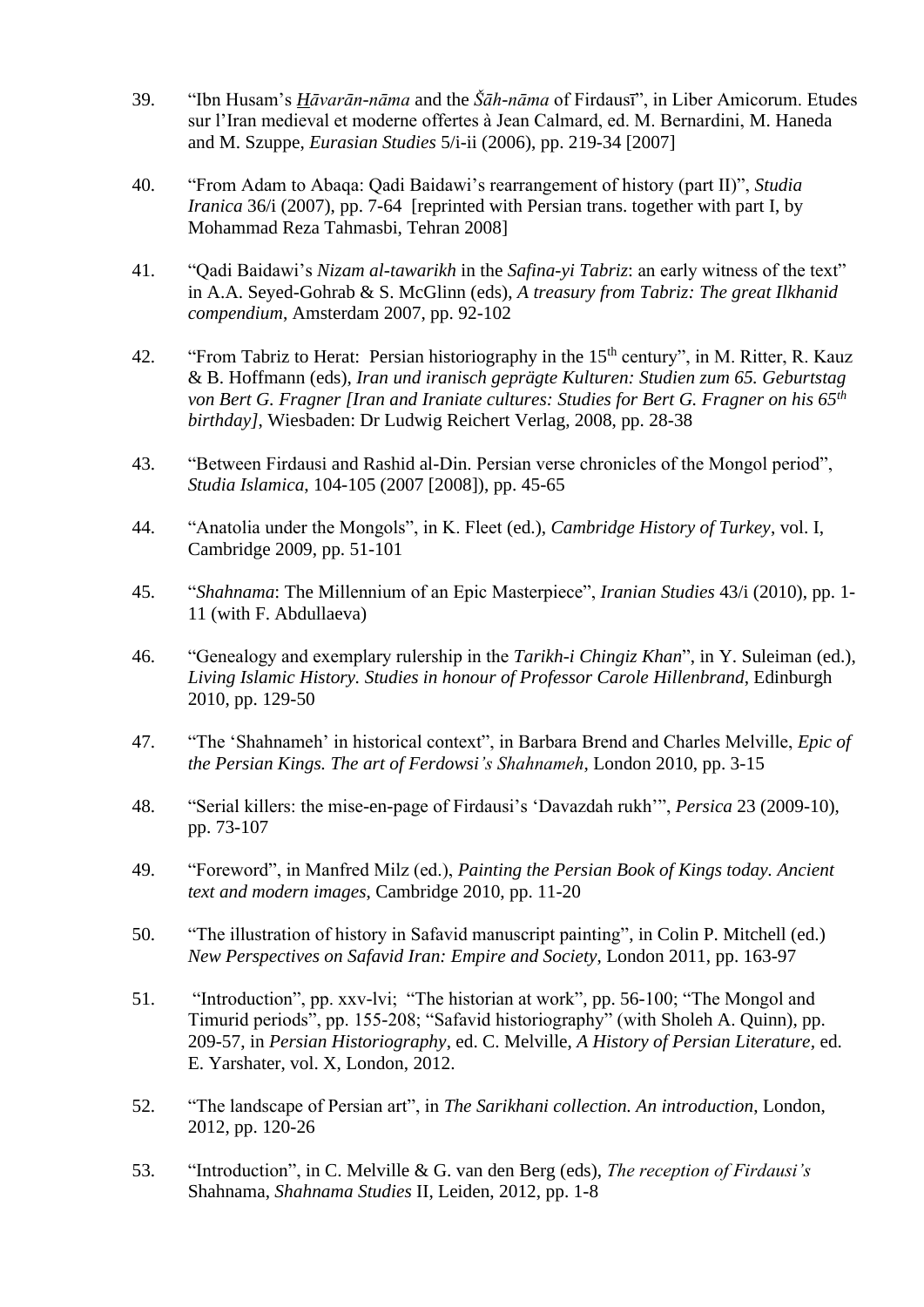39. "Ibn Husam's *Ḫāvarān-nāma* and the *Šāh-nāma* of Firdausī", in Liber Amicorum. Etudes sur l'Iran medieval et moderne offertes à Jean Calmard, ed. M. Bernardini, M. Haneda and M. Szuppe, *Eurasian Studies* 5/i-ii (2006), pp. 219-34 [2007]

40. "From Adam to Abaqa: Qadi Baidawi's rearrangement of history (part II)", *Studia Iranica* 36/i (2007), pp. 7-64 [reprinted with Persian trans. together with part I, by Mohammad Reza Tahmasbi, Tehran 2008]

41. "Qadi Baidawi's *Nizam al-tawarikh* in the *Safina-yi Tabriz*: an early witness of the text" in A.A. Seyed-Gohrab & S. McGlinn (eds), *A treasury from Tabriz: The great Ilkhanid compendium*, Amsterdam 2007, pp. 92-102

42. "From Tabriz to Herat: Persian historiography in the 15th century", in M. Ritter, R. Kauz & B. Hoffmann (eds), *Iran und iranisch geprägte Kulturen: Studien zum 65. Geburtstag von Bert G. Fragner [Iran and Iraniate cultures: Studies for Bert G. Fragner on his 65th birthday]*, Wiesbaden: Dr Ludwig Reichert Verlag, 2008, pp. 28-38

43. "Between Firdausi and Rashid al-Din. Persian verse chronicles of the Mongol period", *Studia Islamica*, 104-105 (2007 [2008]), pp. 45-65

44. "Anatolia under the Mongols", in K. Fleet (ed.), *Cambridge History of Turkey*, vol. I, Cambridge 2009, pp. 51-101

45. "*Shahnama*: The Millennium of an Epic Masterpiece", *Iranian Studies* 43/i (2010), pp. 1-11 (with F. Abdullaeva)

46. "Genealogy and exemplary rulership in the *Tarikh-i Chingiz Khan*", in Y. Suleiman (ed.), *Living Islamic History. Studies in honour of Professor Carole Hillenbrand*, Edinburgh 2010, pp. 129-50

47. "The 'Shahnameh' in historical context", in Barbara Brend and Charles Melville, *Epic of the Persian Kings. The art of Ferdowsi's Shahnameh*, London 2010, pp. 3-15

48. "Serial killers: the mise-en-page of Firdausi's 'Davazdah rukh'", *Persica* 23 (2009-10), pp. 73-107

49. "Foreword", in Manfred Milz (ed.), *Painting the Persian Book of Kings today. Ancient text and modern images*, Cambridge 2010, pp. 11-20

50. "The illustration of history in Safavid manuscript painting", in Colin P. Mitchell (ed.) *New Perspectives on Safavid Iran: Empire and Society*, London 2011, pp. 163-97

51. "Introduction", pp. xxv-lvi; "The historian at work", pp. 56-100; "The Mongol and Timurid periods", pp. 155-208; "Safavid historiography" (with Sholeh A. Quinn), pp. 209-57, in *Persian Historiography*, ed. C. Melville, *A History of Persian Literature*, ed. E. Yarshater, vol. X, London, 2012.

52. "The landscape of Persian art", in *The Sarikhani collection. An introduction*, London, 2012, pp. 120-26

53. "Introduction", in C. Melville & G. van den Berg (eds), *The reception of Firdausi's* Shahnama, *Shahnama Studies* II, Leiden, 2012, pp. 1-8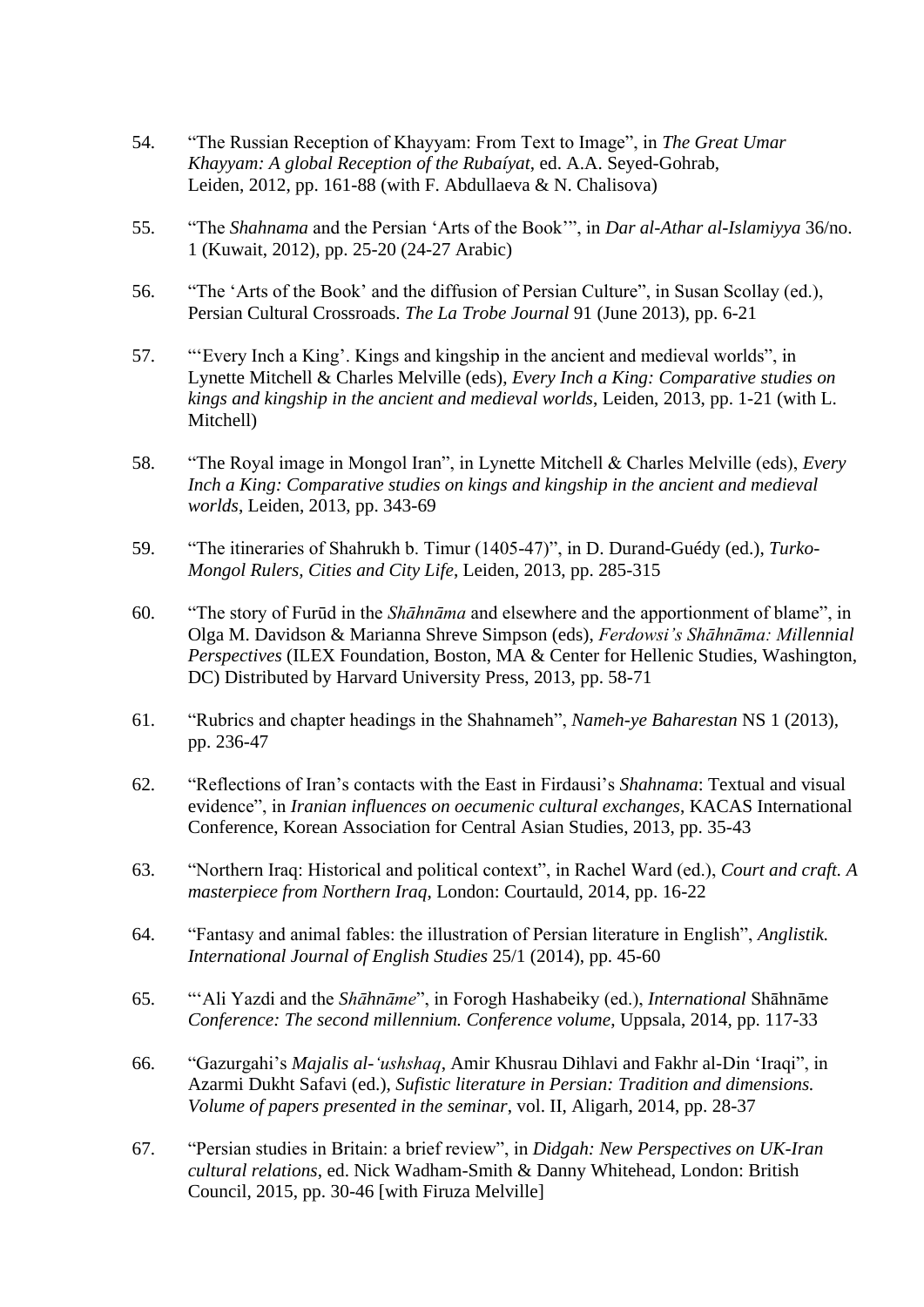54. “The Russian Reception of Khayyam: From Text to Image”, in *The Great Umar Khayyam: A global Reception of the Rubaíyat*, ed. A.A. Seyed-Gohrab, Leiden, 2012, pp. 161-88 (with F. Abdullaeva & N. Chalisova)

55. “The *Shahnama* and the Persian ‘Arts of the Book’”, in *Dar al-Athar al-Islamiyya* 36/no. 1 (Kuwait, 2012), pp. 25-20 (24-27 Arabic)

56. “The ‘Arts of the Book’ and the diffusion of Persian Culture”, in Susan Scollay (ed.), Persian Cultural Crossroads. *The La Trobe Journal* 91 (June 2013), pp. 6-21

57. “‘Every Inch a King’. Kings and kingship in the ancient and medieval worlds”, in Lynette Mitchell & Charles Melville (eds), *Every Inch a King: Comparative studies on kings and kingship in the ancient and medieval worlds*, Leiden, 2013, pp. 1-21 (with L. Mitchell)

58. “The Royal image in Mongol Iran”, in Lynette Mitchell & Charles Melville (eds), *Every Inch a King: Comparative studies on kings and kingship in the ancient and medieval worlds*, Leiden, 2013, pp. 343-69

59. “The itineraries of Shahrukh b. Timur (1405-47)”, in D. Durand-Guédy (ed.), *Turko-Mongol Rulers, Cities and City Life*, Leiden, 2013, pp. 285-315

60. “The story of Furūd in the *Shāhnāma* and elsewhere and the apportionment of blame”, in Olga M. Davidson & Marianna Shreve Simpson (eds), *Ferdowsi’s Shāhnāma: Millennial Perspectives* (ILEX Foundation, Boston, MA & Center for Hellenic Studies, Washington, DC) Distributed by Harvard University Press, 2013, pp. 58-71

61. “Rubrics and chapter headings in the Shahnameh”, *Nameh-ye Baharestan* NS 1 (2013), pp. 236-47

62. “Reflections of Iran’s contacts with the East in Firdausi’s *Shahnama*: Textual and visual evidence”, in *Iranian influences on oecumenic cultural exchanges*, KACAS International Conference, Korean Association for Central Asian Studies, 2013, pp. 35-43

63. “Northern Iraq: Historical and political context”, in Rachel Ward (ed.), *Court and craft. A masterpiece from Northern Iraq*, London: Courtauld, 2014, pp. 16-22

64. “Fantasy and animal fables: the illustration of Persian literature in English”, *Anglistik. International Journal of English Studies* 25/1 (2014), pp. 45-60

65. “‘Ali Yazdi and the *Shāhnāme*”, in Forogh Hashabeiky (ed.), *International* Shāhnāme *Conference: The second millennium. Conference volume*, Uppsala, 2014, pp. 117-33

66. “Gazurgahi’s *Majalis al-‘ushshaq*, Amir Khusrau Dihlavi and Fakhr al-Din ‘Iraqi”, in Azarmi Dukht Safavi (ed.), *Sufistic literature in Persian: Tradition and dimensions. Volume of papers presented in the seminar*, vol. II, Aligarh, 2014, pp. 28-37

67. “Persian studies in Britain: a brief review”, in *Didgah: New Perspectives on UK-Iran cultural relations*, ed. Nick Wadham-Smith & Danny Whitehead, London: British Council, 2015, pp. 30-46 [with Firuza Melville]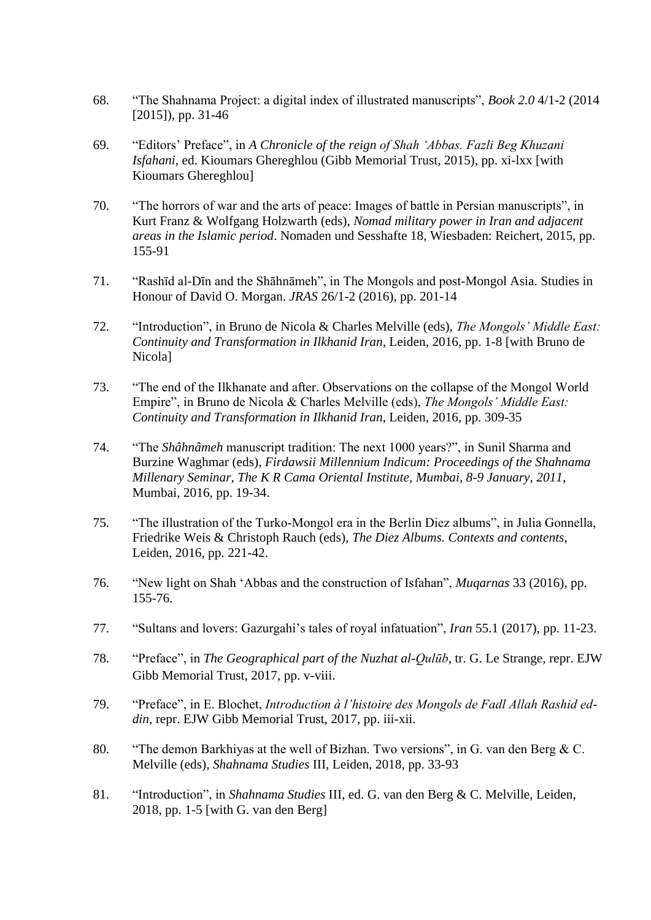68. "The Shahnama Project: a digital index of illustrated manuscripts", *Book 2.0* 4/1-2 (2014 [2015]), pp. 31-46

69. "Editors' Preface", in *A Chronicle of the reign of Shah 'Abbas. Fazli Beg Khuzani Isfahani*, ed. Kioumars Ghereghlou (Gibb Memorial Trust, 2015), pp. xi-lxx [with Kioumars Ghereghlou]

70. "The horrors of war and the arts of peace: Images of battle in Persian manuscripts", in Kurt Franz & Wolfgang Holzwarth (eds), *Nomad military power in Iran and adjacent areas in the Islamic period*. Nomaden und Sesshafte 18, Wiesbaden: Reichert, 2015, pp. 155-91

71. "Rashīd al-Dīn and the Shāhnāmeh", in The Mongols and post-Mongol Asia. Studies in Honour of David O. Morgan. *JRAS* 26/1-2 (2016), pp. 201-14

72. "Introduction", in Bruno de Nicola & Charles Melville (eds), *The Mongols' Middle East: Continuity and Transformation in Ilkhanid Iran*, Leiden, 2016, pp. 1-8 [with Bruno de Nicola]

73. "The end of the Ilkhanate and after. Observations on the collapse of the Mongol World Empire", in Bruno de Nicola & Charles Melville (eds), *The Mongols' Middle East: Continuity and Transformation in Ilkhanid Iran*, Leiden, 2016, pp. 309-35

74. "The *Shâhnâmeh* manuscript tradition: The next 1000 years?", in Sunil Sharma and Burzine Waghmar (eds), *Firdawsii Millennium Indicum: Proceedings of the Shahnama Millenary Seminar, The K R Cama Oriental Institute, Mumbai, 8-9 January, 2011*, Mumbai, 2016, pp. 19-34.

75. "The illustration of the Turko-Mongol era in the Berlin Diez albums", in Julia Gonnella, Friedrike Weis & Christoph Rauch (eds), *The Diez Albums. Contexts and contents*, Leiden, 2016, pp. 221-42.

76. "New light on Shah 'Abbas and the construction of Isfahan", *Muqarnas* 33 (2016), pp. 155-76.

77. "Sultans and lovers: Gazurgahi's tales of royal infatuation", *Iran* 55.1 (2017), pp. 11-23.

78. "Preface", in *The Geographical part of the Nuzhat al-Qulūb*, tr. G. Le Strange, repr. EJW Gibb Memorial Trust, 2017, pp. v-viii.

79. "Preface", in E. Blochet, *Introduction à l'histoire des Mongols de Fadl Allah Rashid ed-din*, repr. EJW Gibb Memorial Trust, 2017, pp. iii-xii.

80. "The demon Barkhiyas at the well of Bizhan. Two versions", in G. van den Berg & C. Melville (eds), *Shahnama Studies* III, Leiden, 2018, pp. 33-93

81. "Introduction", in *Shahnama Studies* III, ed. G. van den Berg & C. Melville, Leiden, 2018, pp. 1-5 [with G. van den Berg]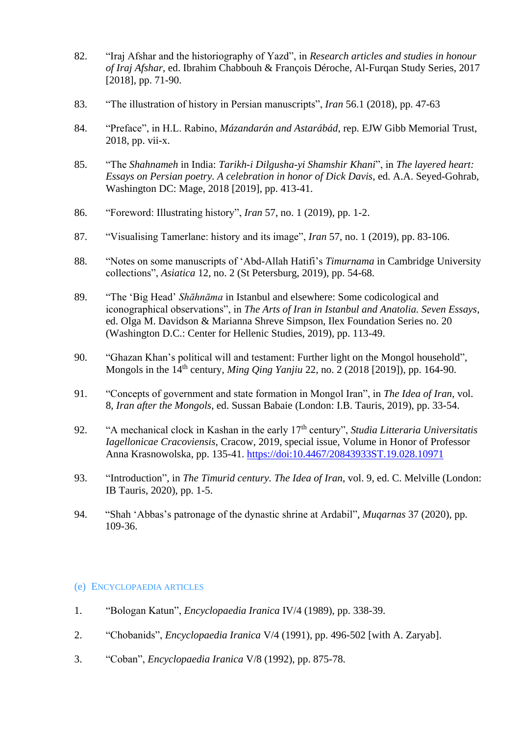82. "Iraj Afshar and the historiography of Yazd", in *Research articles and studies in honour of Iraj Afshar*, ed. Ibrahim Chabbouh & François Déroche, Al-Furqan Study Series, 2017 [2018], pp. 71-90.

83. "The illustration of history in Persian manuscripts", *Iran* 56.1 (2018), pp. 47-63

84. "Preface", in H.L. Rabino, *Mázandarán and Astarábád*, rep. EJW Gibb Memorial Trust, 2018, pp. vii-x.

85. "The *Shahnameh* in India: *Tarikh-i Dilgusha-yi Shamshir Khani*", in *The layered heart: Essays on Persian poetry. A celebration in honor of Dick Davis*, ed. A.A. Seyed-Gohrab, Washington DC: Mage, 2018 [2019], pp. 413-41.

86. "Foreword: Illustrating history", *Iran* 57, no. 1 (2019), pp. 1-2.

87. "Visualising Tamerlane: history and its image", *Iran* 57, no. 1 (2019), pp. 83-106.

88. "Notes on some manuscripts of 'Abd-Allah Hatifi's *Timurnama* in Cambridge University collections", *Asiatica* 12, no. 2 (St Petersburg, 2019), pp. 54-68.

89. "The 'Big Head' *Shāhnāma* in Istanbul and elsewhere: Some codicological and iconographical observations", in *The Arts of Iran in Istanbul and Anatolia. Seven Essays*, ed. Olga M. Davidson & Marianna Shreve Simpson, Ilex Foundation Series no. 20 (Washington D.C.: Center for Hellenic Studies, 2019), pp. 113-49.

90. "Ghazan Khan's political will and testament: Further light on the Mongol household", Mongols in the 14th century, *Ming Qing Yanjiu* 22, no. 2 (2018 [2019]), pp. 164-90.

91. "Concepts of government and state formation in Mongol Iran", in *The Idea of Iran*, vol. 8, *Iran after the Mongols*, ed. Sussan Babaie (London: I.B. Tauris, 2019), pp. 33-54.

92. "A mechanical clock in Kashan in the early 17th century", *Studia Litteraria Universitatis Iagellonicae Cracoviensis*, Cracow, 2019, special issue, Volume in Honor of Professor Anna Krasnowolska, pp. 135-41. https://doi:10.4467/20843933ST.19.028.10971

93. "Introduction", in *The Timurid century. The Idea of Iran*, vol. 9, ed. C. Melville (London: IB Tauris, 2020), pp. 1-5.

94. "Shah 'Abbas's patronage of the dynastic shrine at Ardabil", *Muqarnas* 37 (2020), pp. 109-36.

## (e) Encyclopaedia articles

1. "Bologan Katun", *Encyclopaedia Iranica* IV/4 (1989), pp. 338-39.

2. "Chobanids", *Encyclopaedia Iranica* V/4 (1991), pp. 496-502 [with A. Zaryab].

3. "Coban", *Encyclopaedia Iranica* V/8 (1992), pp. 875-78.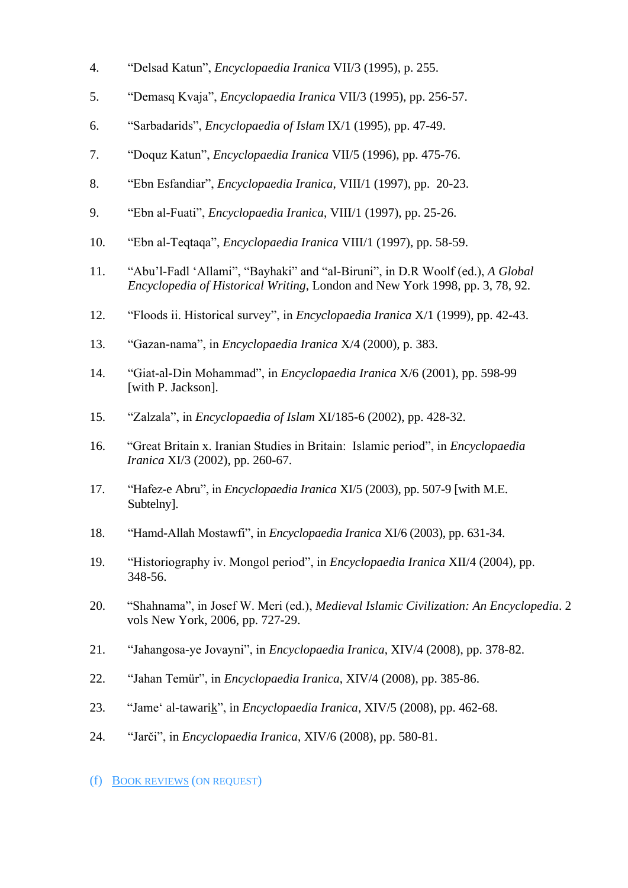4. “Delsad Katun”, *Encyclopaedia Iranica* VII/3 (1995), p. 255.

5. “Demasq Kvaja”, *Encyclopaedia Iranica* VII/3 (1995), pp. 256-57.

6. “Sarbadarids”, *Encyclopaedia of Islam* IX/1 (1995), pp. 47-49.

7. “Doquz Katun”, *Encyclopaedia Iranica* VII/5 (1996), pp. 475-76.

8. “Ebn Esfandiar”, *Encyclopaedia Iranica*, VIII/1 (1997), pp. 20-23.

9. “Ebn al-Fuati”, *Encyclopaedia Iranica*, VIII/1 (1997), pp. 25-26.

10. “Ebn al-Teqtaqa”, *Encyclopaedia Iranica* VIII/1 (1997), pp. 58-59.

11. “Abu’l-Fadl ‘Allami”, “Bayhaki” and “al-Biruni”, in D.R Woolf (ed.), *A Global Encyclopedia of Historical Writing*, London and New York 1998, pp. 3, 78, 92.

12. “Floods ii. Historical survey”, in *Encyclopaedia Iranica* X/1 (1999), pp. 42-43.

13. “Gazan-nama”, in *Encyclopaedia Iranica* X/4 (2000), p. 383.

14. “Giat-al-Din Mohammad”, in *Encyclopaedia Iranica* X/6 (2001), pp. 598-99 [with P. Jackson].

15. “Zalzala”, in *Encyclopaedia of Islam* XI/185-6 (2002), pp. 428-32.

16. “Great Britain x. Iranian Studies in Britain: Islamic period”, in *Encyclopaedia Iranica* XI/3 (2002), pp. 260-67.

17. “Hafez-e Abru”, in *Encyclopaedia Iranica* XI/5 (2003), pp. 507-9 [with M.E. Subtelny].

18. “Hamd-Allah Mostawfi”, in *Encyclopaedia Iranica* XI/6 (2003), pp. 631-34.

19. “Historiography iv. Mongol period”, in *Encyclopaedia Iranica* XII/4 (2004), pp. 348-56.

20. “Shahnama”, in Josef W. Meri (ed.), *Medieval Islamic Civilization: An Encyclopedia*. 2 vols New York, 2006, pp. 727-29.

21. “Jahangosa-ye Jovayni”, in *Encyclopaedia Iranica*, XIV/4 (2008), pp. 378-82.

22. “Jahan Temür”, in *Encyclopaedia Iranica*, XIV/4 (2008), pp. 385-86.

23. “Jame‘ al-tawarik”, in *Encyclopaedia Iranica*, XIV/5 (2008), pp. 462-68.

24. “Jarči”, in *Encyclopaedia Iranica*, XIV/6 (2008), pp. 580-81.

### (f) Book reviews (on request)